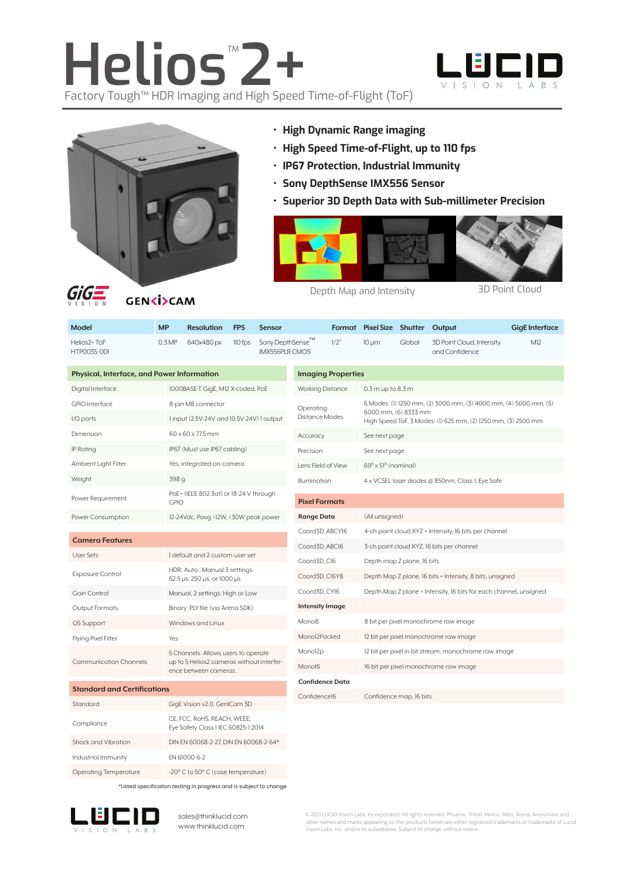# Helios™ 2+

Factory Tough™ HDR Imaging and High Speed Time-of-Flight (ToF)

- High Dynamic Range imaging
- High Speed Time-of-Flight, up to 110 fps
- IP67 Protection, Industrial Immunity
- Sony DepthSense IMX556 Sensor
- Superior 3D Depth Data with Sub-millimeter Precision

Depth Map and Intensity

3D Point Cloud

| Model | MP | Resolution | FPS | Sensor | Format | Pixel Size | Shutter | Output | GigE Interface |
|---|---|---|---|---|---|---|---|---|---|
| Helios2+ ToF HTP003S-001 | 0.3 MP | 640x480 px | 110 fps | Sony DepthSense™ IMX556PLR CMOS | 1/2" | 10 µm | Global | 3D Point Cloud, Intensity and Confidence | M12 |

## Physical, Interface, and Power Information

| | |
|---|---|
| Digital Interface | 1000BASE-T GigE, M12 X-coded, PoE |
| GPIO Interface | 8-pin M8 connector |
| I/O ports | 1 input (2.5V-24V and 10.5V-24V) 1 output |
| Dimension | 60 x 60 x 77.5 mm |
| IP Rating | IP67 (Must use IP67 cabling) |
| Ambient Light Filter | Yes, integrated on-camera |
| Weight | 398 g |
| Power Requirement | PoE+ (IEEE 802.3at) or 18-24 V through GPIO |
| Power Consumption | 12-24Vdc, Pavg <12W, <30W peak power |

## Camera Features

| | |
|---|---|
| User Sets | 1 default and 2 custom user set |
| Exposure Control | HDR: Auto ; Manual 3 settings: 62.5 µs, 250 µs, or 1000 µs |
| Gain Control | Manual, 2 settings: High or Low |
| Output Formats | Binary .PLY file (via Arena SDK) |
| OS Support | Windows and Linux |
| Flying Pixel Filter | Yes |
| Communication Channels | 5 Channels. Allows users to operate up to 5 Helios2 cameras without interference between cameras. |

## Standard and Certifications

| | |
|---|---|
| Standard | GigE Vision v2.0, GenICam 3D |
| Compliance | CE, FCC, RoHS, REACH, WEEE, Eye Safety Class 1 IEC 60825-1:2014 |
| Shock and Vibration | DIN EN 60068-2-27, DIN EN 60068-2-64* |
| Industrial Immunity | EN 61000-6-2 |
| Operating Temperature | -20° C to 50° C (case temperature) |

*Listed specification testing in progress and is subject to change

## Imaging Properties

| | |
|---|---|
| Working Distance | 0.3 m up to 8.3 m |
| Operating Distance Modes | 6 Modes: (1) 1250 mm, (2) 3000 mm, (3) 4000 mm, (4) 5000 mm, (5) 6000 mm, (6) 8333 mm<br>High Speed ToF, 3 Modes: (1) 625 mm, (2) 1250 mm, (3) 2500 mm |
| Accuracy | See next page |
| Precision | See next page |
| Lens Field of View | 69° x 51° (nominal) |
| Illumination | 4 x VCSEL laser diodes @ 850nm, Class 1, Eye Safe |

## Pixel Formats

| | |
|---|---|
| **Range Data** | (All unsigned) |
| Coord3D_ABCY16 | 4-ch point cloud XYZ + Intensity, 16 bits per channel |
| Coord3D_ABC16 | 3-ch point cloud XYZ, 16 bits per channel |
| Coord3D_C16 | Depth map Z plane, 16 bits |
| Coord3D_C16Y8 | Depth Map Z plane, 16 bits + Intensity, 8 bits, unsigned |
| Coord3D_CY16 | Depth Map Z plane + Intensity, 16 bits for each channel, unsigned |
| **Intensity Image** | |
| Mono8 | 8 bit per pixel monochrome raw image |
| Mono12Packed | 12 bit per pixel monochrome raw image |
| Mono12p | 12 bit per pixel in bit stream, monochrome raw image |
| Mono16 | 16 bit per pixel monochrome raw image |
| **Confidence Data** | |
| Confidence16 | Confidence map, 16 bits |

sales@thinklucid.com
www.thinklucid.com

© 2021 LUCID Vision Labs, Incorporated. All rights reserved. Phoenix, Triton, Helios, Atlas, Arena, ArenaView and other names and marks appearing on the products herein are either registered trademarks or trademarks of Lucid Vision Labs, Inc. and/or its subsidiaries. Subject to change without notice.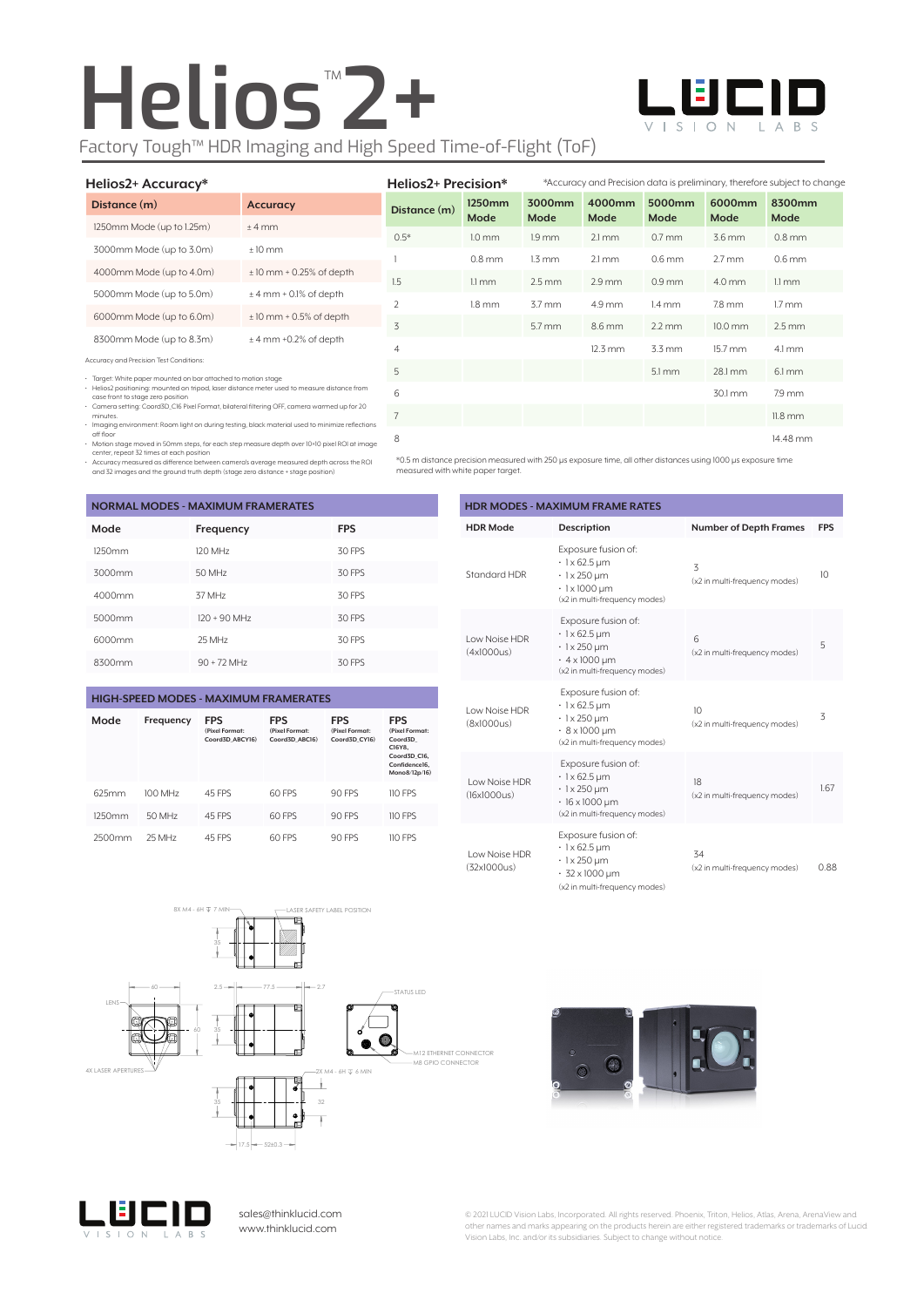# Helios™ 2+

Factory Tough™ HDR Imaging and High Speed Time-of-Flight (ToF)

LUCID VISION LABS

## Helios2+ Accuracy*

| Distance (m) | Accuracy |
|---|---|
| 1250mm Mode (up to 1.25m) | ± 4 mm |
| 3000mm Mode (up to 3.0m) | ± 10 mm |
| 4000mm Mode (up to 4.0m) | ± 10 mm + 0.25% of depth |
| 5000mm Mode (up to 5.0m) | ± 4 mm + 0.1% of depth |
| 6000mm Mode (up to 6.0m) | ± 10 mm + 0.5% of depth |
| 8300mm Mode (up to 8.3m) | ± 4 mm +0.2% of depth |

Accuracy and Precision Test Conditions:

- Target: White paper mounted on bar attached to motion stage
- Helios2 positioning: mounted on tripod, laser distance meter used to measure distance from case front to stage zero position
- Camera setting: Coord3D_C16 Pixel Format, bilateral filtering OFF, camera warmed up for 20 minutes.
- Imaging environment: Room light on during testing, black material used to minimize reflections off floor
- Motion stage moved in 50mm steps, for each step measure depth over 10×10 pixel ROI at image center, repeat 32 times at each position
- Accuracy measured as difference between camera's average measured depth across the ROI and 32 images and the ground truth depth (stage zero distance + stage position)

## Helios2+ Precision*

*Accuracy and Precision data is preliminary, therefore subject to change

| Distance (m) | 1250mm Mode | 3000mm Mode | 4000mm Mode | 5000mm Mode | 6000mm Mode | 8300mm Mode |
|---|---|---|---|---|---|---|
| 0.5* | 1.0 mm | 1.9 mm | 2.1 mm | 0.7 mm | 3.6 mm | 0.8 mm |
| 1 | 0.8 mm | 1.3 mm | 2.1 mm | 0.6 mm | 2.7 mm | 0.6 mm |
| 1.5 | 1.1 mm | 2.5 mm | 2.9 mm | 0.9 mm | 4.0 mm | 1.1 mm |
| 2 | 1.8 mm | 3.7 mm | 4.9 mm | 1.4 mm | 7.8 mm | 1.7 mm |
| 3 | | 5.7 mm | 8.6 mm | 2.2 mm | 10.0 mm | 2.5 mm |
| 4 | | | 12.3 mm | 3.3 mm | 15.7 mm | 4.1 mm |
| 5 | | | | 5.1 mm | 28.1 mm | 6.1 mm |
| 6 | | | | | 30.1 mm | 7.9 mm |
| 7 | | | | | | 11.8 mm |
| 8 | | | | | | 14.48 mm |

*0.5 m distance precision measured with 250 µs exposure time, all other distances using 1000 µs exposure time measured with white paper target.

## NORMAL MODES - MAXIMUM FRAMERATES

| Mode | Frequency | FPS |
|---|---|---|
| 1250mm | 120 MHz | 30 FPS |
| 3000mm | 50 MHz | 30 FPS |
| 4000mm | 37 MHz | 30 FPS |
| 5000mm | 120 + 90 MHz | 30 FPS |
| 6000mm | 25 MHz | 30 FPS |
| 8300mm | 90 + 72 MHz | 30 FPS |

## HIGH-SPEED MODES - MAXIMUM FRAMERATES

| Mode | Frequency | FPS (Pixel Format: Coord3D_ABCY16) | FPS (Pixel Format: Coord3D_ABC16) | FPS (Pixel Format: Coord3D_CY16) | FPS (Pixel Format: Coord3D_C16Y8, Coord3D_C16, Confidence16, Mono8/12p/16) |
|---|---|---|---|---|---|
| 625mm | 100 MHz | 45 FPS | 60 FPS | 90 FPS | 110 FPS |
| 1250mm | 50 MHz | 45 FPS | 60 FPS | 90 FPS | 110 FPS |
| 2500mm | 25 MHz | 45 FPS | 60 FPS | 90 FPS | 110 FPS |

## HDR MODES - MAXIMUM FRAME RATES

| HDR Mode | Description | Number of Depth Frames | FPS |
|---|---|---|---|
| Standard HDR | Exposure fusion of: · 1 x 62.5 µm · 1 x 250 µm · 1 x 1000 µm (x2 in multi-frequency modes) | 3 (x2 in multi-frequency modes) | 10 |
| Low Noise HDR (4x1000us) | Exposure fusion of: · 1 x 62.5 µm · 1 x 250 µm · 4 x 1000 µm (x2 in multi-frequency modes) | 6 (x2 in multi-frequency modes) | 5 |
| Low Noise HDR (8x1000us) | Exposure fusion of: · 1 x 62.5 µm · 1 x 250 µm · 8 x 1000 µm (x2 in multi-frequency modes) | 10 (x2 in multi-frequency modes) | 3 |
| Low Noise HDR (16x1000us) | Exposure fusion of: · 1 x 62.5 µm · 1 x 250 µm · 16 x 1000 µm (x2 in multi-frequency modes) | 18 (x2 in multi-frequency modes) | 1.67 |
| Low Noise HDR (32x1000us) | Exposure fusion of: · 1 x 62.5 µm · 1 x 250 µm · 32 x 1000 µm (x2 in multi-frequency modes) | 34 (x2 in multi-frequency modes) | 0.88 |

8X M4 - 6H ⊽ 7 MIN
LASER SAFETY LABEL POSITION
35
LENS
60
2.5
77.5
2.7
60
35
4X LASER APERTURES
STATUS LED
M12 ETHERNET CONNECTOR
M8 GPIO CONNECTOR
2X M4 - 6H ⊽ 6 MIN
35
32
17.5
52±0.3

LUCID VISION LABS

sales@thinklucid.com
www.thinklucid.com

© 2021 LUCID Vision Labs, Incorporated. All rights reserved. Phoenix, Triton, Helios, Atlas, Arena, ArenaView and other names and marks appearing on the products herein are either registered trademarks or trademarks of Lucid Vision Labs, Inc. and/or its subsidiaries. Subject to change without notice.